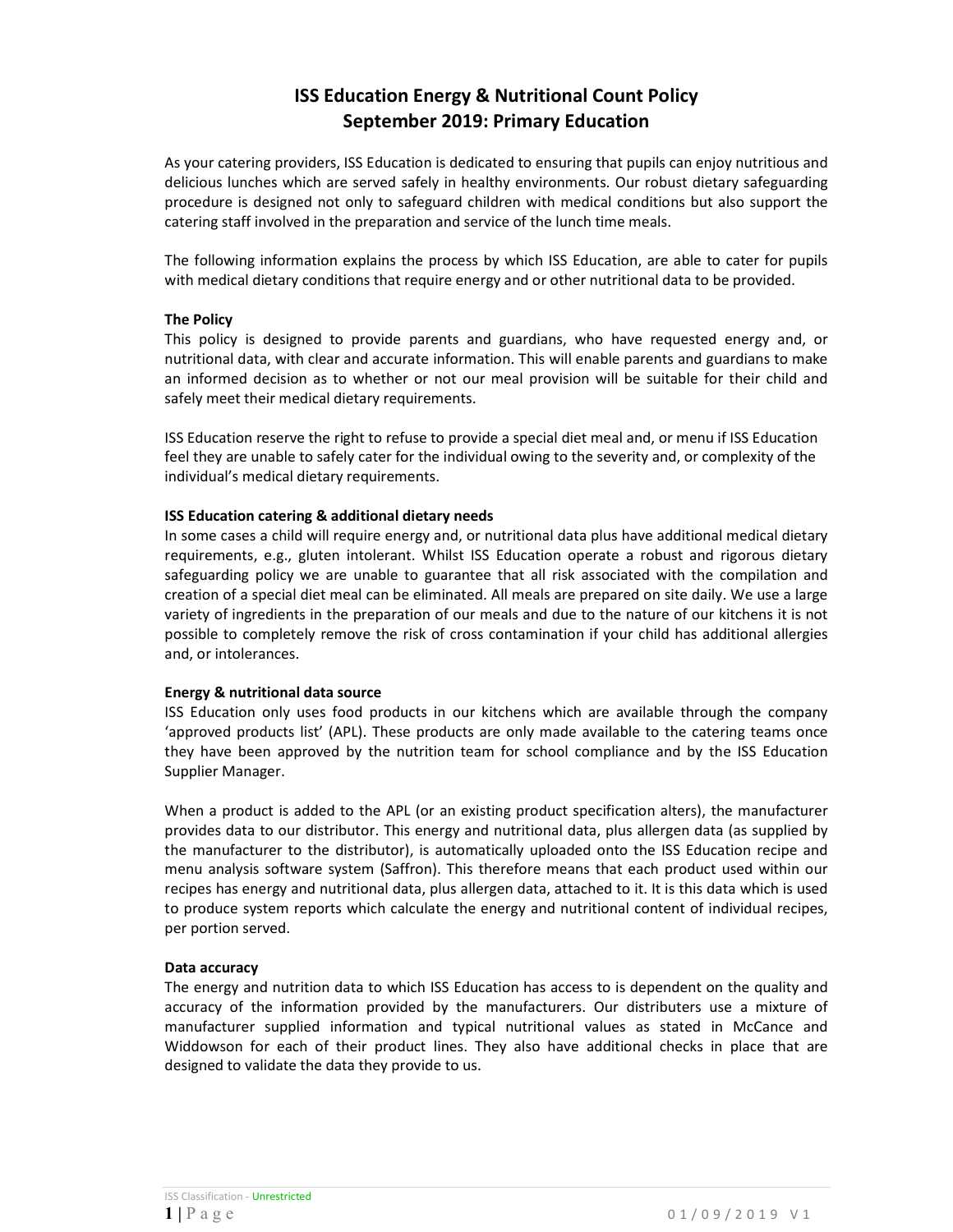# ISS Education Energy & Nutritional Count Policy
## September 2019: Primary Education

As your catering providers, ISS Education is dedicated to ensuring that pupils can enjoy nutritious and delicious lunches which are served safely in healthy environments. Our robust dietary safeguarding procedure is designed not only to safeguard children with medical conditions but also support the catering staff involved in the preparation and service of the lunch time meals.

The following information explains the process by which ISS Education, are able to cater for pupils with medical dietary conditions that require energy and or other nutritional data to be provided.

**The Policy**

This policy is designed to provide parents and guardians, who have requested energy and, or nutritional data, with clear and accurate information. This will enable parents and guardians to make an informed decision as to whether or not our meal provision will be suitable for their child and safely meet their medical dietary requirements.

ISS Education reserve the right to refuse to provide a special diet meal and, or menu if ISS Education feel they are unable to safely cater for the individual owing to the severity and, or complexity of the individual's medical dietary requirements.

**ISS Education catering & additional dietary needs**

In some cases a child will require energy and, or nutritional data plus have additional medical dietary requirements, e.g., gluten intolerant. Whilst ISS Education operate a robust and rigorous dietary safeguarding policy we are unable to guarantee that all risk associated with the compilation and creation of a special diet meal can be eliminated. All meals are prepared on site daily. We use a large variety of ingredients in the preparation of our meals and due to the nature of our kitchens it is not possible to completely remove the risk of cross contamination if your child has additional allergies and, or intolerances.

**Energy & nutritional data source**

ISS Education only uses food products in our kitchens which are available through the company 'approved products list' (APL). These products are only made available to the catering teams once they have been approved by the nutrition team for school compliance and by the ISS Education Supplier Manager.

When a product is added to the APL (or an existing product specification alters), the manufacturer provides data to our distributor. This energy and nutritional data, plus allergen data (as supplied by the manufacturer to the distributor), is automatically uploaded onto the ISS Education recipe and menu analysis software system (Saffron). This therefore means that each product used within our recipes has energy and nutritional data, plus allergen data, attached to it. It is this data which is used to produce system reports which calculate the energy and nutritional content of individual recipes, per portion served.

**Data accuracy**

The energy and nutrition data to which ISS Education has access to is dependent on the quality and accuracy of the information provided by the manufacturers. Our distributers use a mixture of manufacturer supplied information and typical nutritional values as stated in McCance and Widdowson for each of their product lines. They also have additional checks in place that are designed to validate the data they provide to us.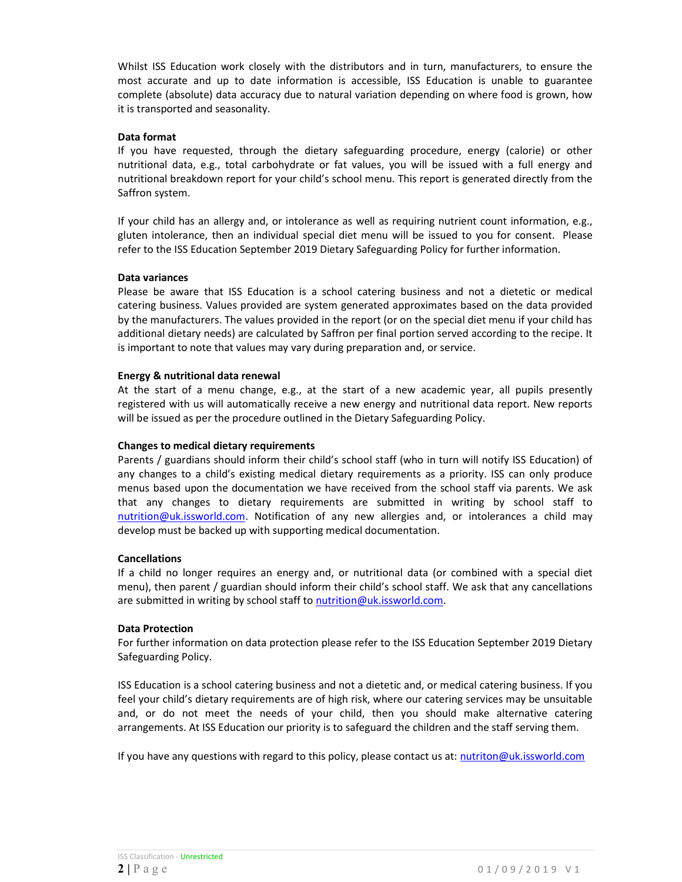Whilst ISS Education work closely with the distributors and in turn, manufacturers, to ensure the most accurate and up to date information is accessible, ISS Education is unable to guarantee complete (absolute) data accuracy due to natural variation depending on where food is grown, how it is transported and seasonality.

**Data format**

If you have requested, through the dietary safeguarding procedure, energy (calorie) or other nutritional data, e.g., total carbohydrate or fat values, you will be issued with a full energy and nutritional breakdown report for your child's school menu. This report is generated directly from the Saffron system.

If your child has an allergy and, or intolerance as well as requiring nutrient count information, e.g., gluten intolerance, then an individual special diet menu will be issued to you for consent. Please refer to the ISS Education September 2019 Dietary Safeguarding Policy for further information.

**Data variances**

Please be aware that ISS Education is a school catering business and not a dietetic or medical catering business. Values provided are system generated approximates based on the data provided by the manufacturers. The values provided in the report (or on the special diet menu if your child has additional dietary needs) are calculated by Saffron per final portion served according to the recipe. It is important to note that values may vary during preparation and, or service.

**Energy & nutritional data renewal**

At the start of a menu change, e.g., at the start of a new academic year, all pupils presently registered with us will automatically receive a new energy and nutritional data report. New reports will be issued as per the procedure outlined in the Dietary Safeguarding Policy.

**Changes to medical dietary requirements**

Parents / guardians should inform their child's school staff (who in turn will notify ISS Education) of any changes to a child's existing medical dietary requirements as a priority. ISS can only produce menus based upon the documentation we have received from the school staff via parents. We ask that any changes to dietary requirements are submitted in writing by school staff to nutrition@uk.issworld.com. Notification of any new allergies and, or intolerances a child may develop must be backed up with supporting medical documentation.

**Cancellations**

If a child no longer requires an energy and, or nutritional data (or combined with a special diet menu), then parent / guardian should inform their child's school staff. We ask that any cancellations are submitted in writing by school staff to nutrition@uk.issworld.com.

**Data Protection**

For further information on data protection please refer to the ISS Education September 2019 Dietary Safeguarding Policy.

ISS Education is a school catering business and not a dietetic and, or medical catering business. If you feel your child's dietary requirements are of high risk, where our catering services may be unsuitable and, or do not meet the needs of your child, then you should make alternative catering arrangements. At ISS Education our priority is to safeguard the children and the staff serving them.

If you have any questions with regard to this policy, please contact us at: nutriton@uk.issworld.com

ISS Classification - Unrestricted